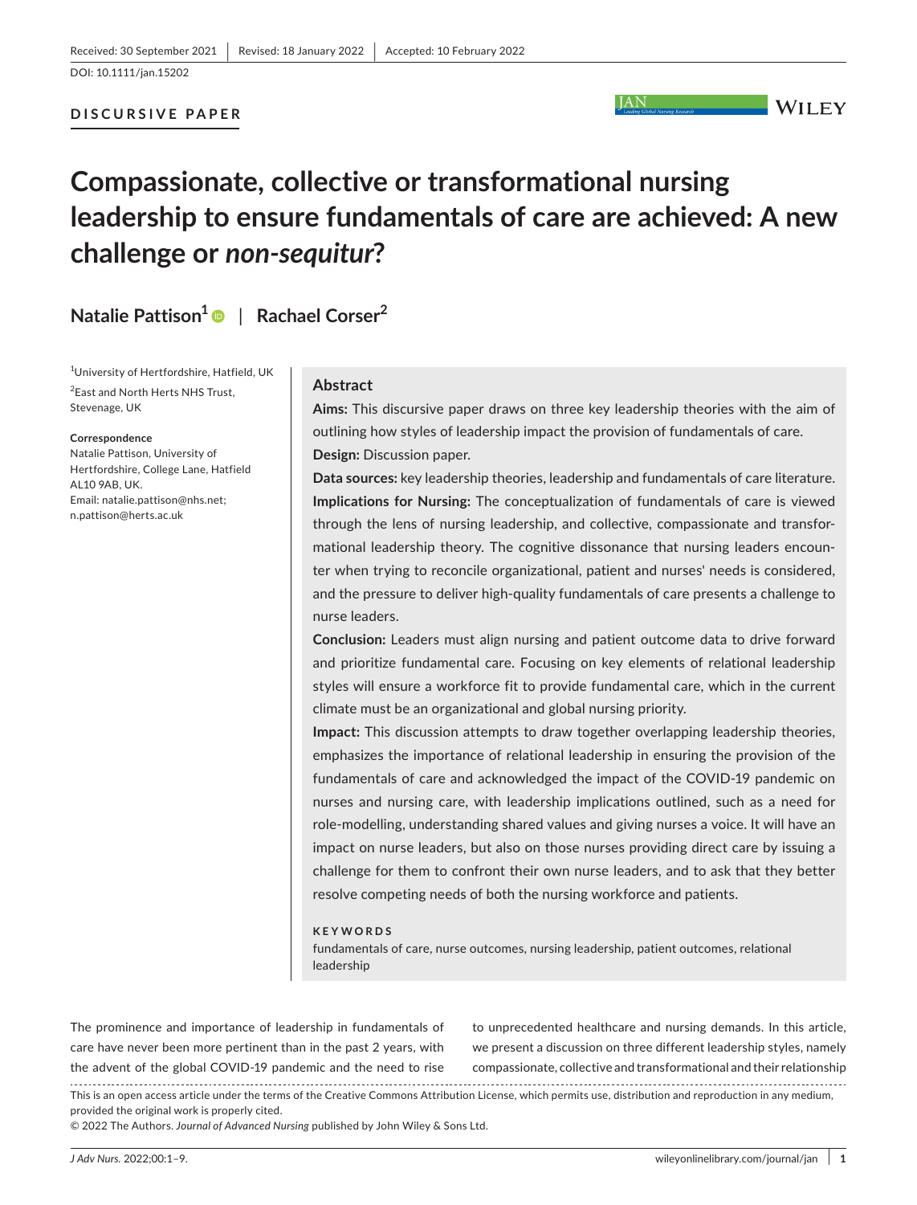Received: 30 September 2021 | Revised: 18 January 2022 | Accepted: 10 February 2022

DOI: 10.1111/jan.15202

**DISCURSIVE PAPER**

# Compassionate, collective or transformational nursing leadership to ensure fundamentals of care are achieved: A new challenge or *non-sequitur*?

**Natalie Pattison[1]** | **Rachael Corser[2]**

[1]University of Hertfordshire, Hatfield, UK

[2]East and North Herts NHS Trust, Stevenage, UK

**Correspondence**

Natalie Pattison, University of Hertfordshire, College Lane, Hatfield AL10 9AB, UK.
Email: natalie.pattison@nhs.net; n.pattison@herts.ac.uk

## Abstract

**Aims:** This discursive paper draws on three key leadership theories with the aim of outlining how styles of leadership impact the provision of fundamentals of care.

**Design:** Discussion paper.

**Data sources:** key leadership theories, leadership and fundamentals of care literature.

**Implications for Nursing:** The conceptualization of fundamentals of care is viewed through the lens of nursing leadership, and collective, compassionate and transformational leadership theory. The cognitive dissonance that nursing leaders encounter when trying to reconcile organizational, patient and nurses' needs is considered, and the pressure to deliver high-quality fundamentals of care presents a challenge to nurse leaders.

**Conclusion:** Leaders must align nursing and patient outcome data to drive forward and prioritize fundamental care. Focusing on key elements of relational leadership styles will ensure a workforce fit to provide fundamental care, which in the current climate must be an organizational and global nursing priority.

**Impact:** This discussion attempts to draw together overlapping leadership theories, emphasizes the importance of relational leadership in ensuring the provision of the fundamentals of care and acknowledged the impact of the COVID-19 pandemic on nurses and nursing care, with leadership implications outlined, such as a need for role-modelling, understanding shared values and giving nurses a voice. It will have an impact on nurse leaders, but also on those nurses providing direct care by issuing a challenge for them to confront their own nurse leaders, and to ask that they better resolve competing needs of both the nursing workforce and patients.

**KEYWORDS**

fundamentals of care, nurse outcomes, nursing leadership, patient outcomes, relational leadership

The prominence and importance of leadership in fundamentals of care have never been more pertinent than in the past 2 years, with the advent of the global COVID-19 pandemic and the need to rise to unprecedented healthcare and nursing demands. In this article, we present a discussion on three different leadership styles, namely compassionate, collective and transformational and their relationship

This is an open access article under the terms of the Creative Commons Attribution License, which permits use, distribution and reproduction in any medium, provided the original work is properly cited.

© 2022 The Authors. *Journal of Advanced Nursing* published by John Wiley & Sons Ltd.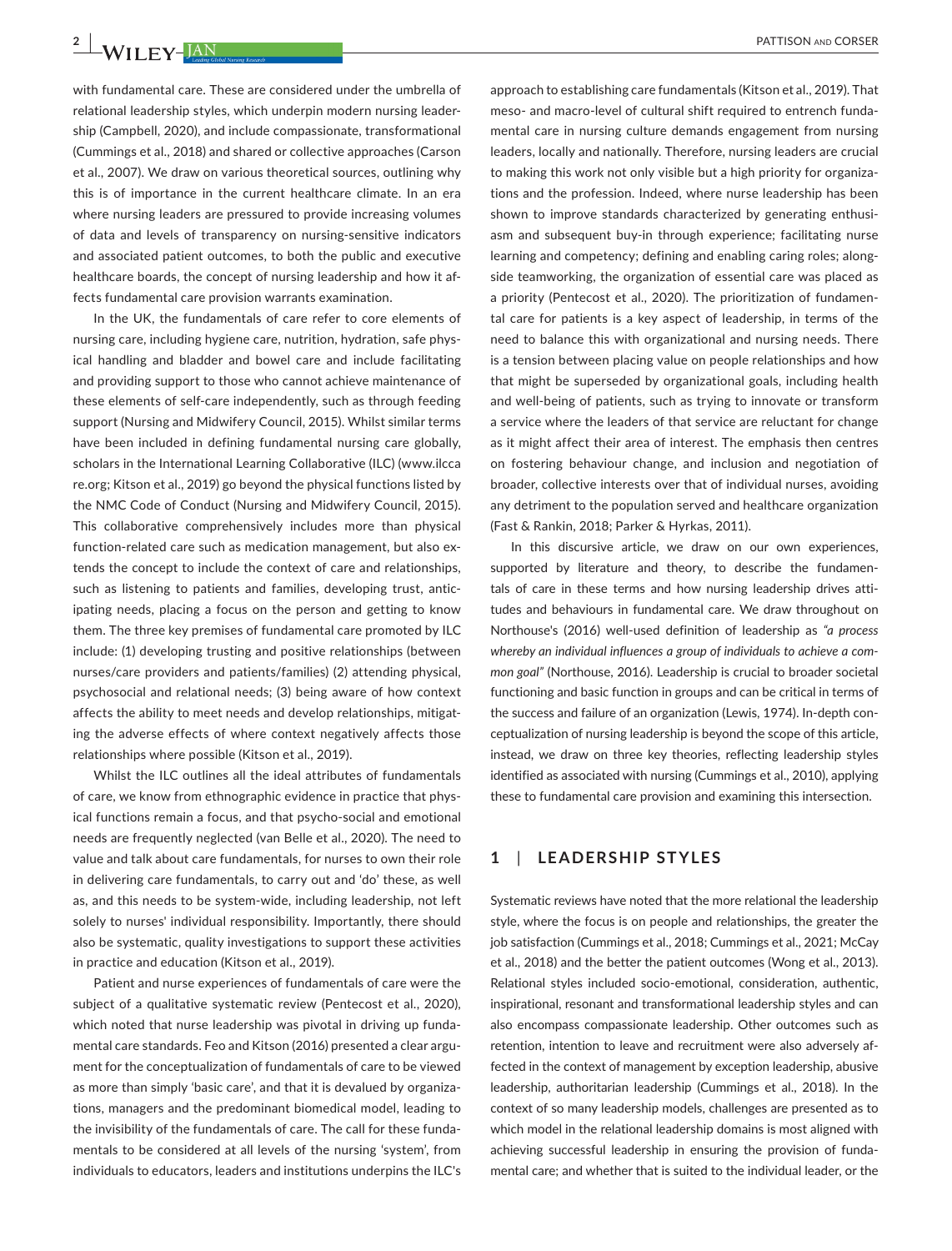with fundamental care. These are considered under the umbrella of relational leadership styles, which underpin modern nursing leadership (Campbell, 2020), and include compassionate, transformational (Cummings et al., 2018) and shared or collective approaches (Carson et al., 2007). We draw on various theoretical sources, outlining why this is of importance in the current healthcare climate. In an era where nursing leaders are pressured to provide increasing volumes of data and levels of transparency on nursing-sensitive indicators and associated patient outcomes, to both the public and executive healthcare boards, the concept of nursing leadership and how it affects fundamental care provision warrants examination.

In the UK, the fundamentals of care refer to core elements of nursing care, including hygiene care, nutrition, hydration, safe physical handling and bladder and bowel care and include facilitating and providing support to those who cannot achieve maintenance of these elements of self-care independently, such as through feeding support (Nursing and Midwifery Council, 2015). Whilst similar terms have been included in defining fundamental nursing care globally, scholars in the International Learning Collaborative (ILC) (www.ilccare.org; Kitson et al., 2019) go beyond the physical functions listed by the NMC Code of Conduct (Nursing and Midwifery Council, 2015). This collaborative comprehensively includes more than physical function-related care such as medication management, but also extends the concept to include the context of care and relationships, such as listening to patients and families, developing trust, anticipating needs, placing a focus on the person and getting to know them. The three key premises of fundamental care promoted by ILC include: (1) developing trusting and positive relationships (between nurses/care providers and patients/families) (2) attending physical, psychosocial and relational needs; (3) being aware of how context affects the ability to meet needs and develop relationships, mitigating the adverse effects of where context negatively affects those relationships where possible (Kitson et al., 2019).

Whilst the ILC outlines all the ideal attributes of fundamentals of care, we know from ethnographic evidence in practice that physical functions remain a focus, and that psycho-social and emotional needs are frequently neglected (van Belle et al., 2020). The need to value and talk about care fundamentals, for nurses to own their role in delivering care fundamentals, to carry out and 'do' these, as well as, and this needs to be system-wide, including leadership, not left solely to nurses' individual responsibility. Importantly, there should also be systematic, quality investigations to support these activities in practice and education (Kitson et al., 2019).

Patient and nurse experiences of fundamentals of care were the subject of a qualitative systematic review (Pentecost et al., 2020), which noted that nurse leadership was pivotal in driving up fundamental care standards. Feo and Kitson (2016) presented a clear argument for the conceptualization of fundamentals of care to be viewed as more than simply 'basic care', and that it is devalued by organizations, managers and the predominant biomedical model, leading to the invisibility of the fundamentals of care. The call for these fundamentals to be considered at all levels of the nursing 'system', from individuals to educators, leaders and institutions underpins the ILC's approach to establishing care fundamentals (Kitson et al., 2019). That meso- and macro-level of cultural shift required to entrench fundamental care in nursing culture demands engagement from nursing leaders, locally and nationally. Therefore, nursing leaders are crucial to making this work not only visible but a high priority for organizations and the profession. Indeed, where nurse leadership has been shown to improve standards characterized by generating enthusiasm and subsequent buy-in through experience; facilitating nurse learning and competency; defining and enabling caring roles; alongside teamworking, the organization of essential care was placed as a priority (Pentecost et al., 2020). The prioritization of fundamental care for patients is a key aspect of leadership, in terms of the need to balance this with organizational and nursing needs. There is a tension between placing value on people relationships and how that might be superseded by organizational goals, including health and well-being of patients, such as trying to innovate or transform a service where the leaders of that service are reluctant for change as it might affect their area of interest. The emphasis then centres on fostering behaviour change, and inclusion and negotiation of broader, collective interests over that of individual nurses, avoiding any detriment to the population served and healthcare organization (Fast & Rankin, 2018; Parker & Hyrkas, 2011).

In this discursive article, we draw on our own experiences, supported by literature and theory, to describe the fundamentals of care in these terms and how nursing leadership drives attitudes and behaviours in fundamental care. We draw throughout on Northouse's (2016) well-used definition of leadership as *"a process whereby an individual influences a group of individuals to achieve a common goal"* (Northouse, 2016). Leadership is crucial to broader societal functioning and basic function in groups and can be critical in terms of the success and failure of an organization (Lewis, 1974). In-depth conceptualization of nursing leadership is beyond the scope of this article, instead, we draw on three key theories, reflecting leadership styles identified as associated with nursing (Cummings et al., 2010), applying these to fundamental care provision and examining this intersection.

## 1 | LEADERSHIP STYLES

Systematic reviews have noted that the more relational the leadership style, where the focus is on people and relationships, the greater the job satisfaction (Cummings et al., 2018; Cummings et al., 2021; McCay et al., 2018) and the better the patient outcomes (Wong et al., 2013). Relational styles included socio-emotional, consideration, authentic, inspirational, resonant and transformational leadership styles and can also encompass compassionate leadership. Other outcomes such as retention, intention to leave and recruitment were also adversely affected in the context of management by exception leadership, abusive leadership, authoritarian leadership (Cummings et al., 2018). In the context of so many leadership models, challenges are presented as to which model in the relational leadership domains is most aligned with achieving successful leadership in ensuring the provision of fundamental care; and whether that is suited to the individual leader, or the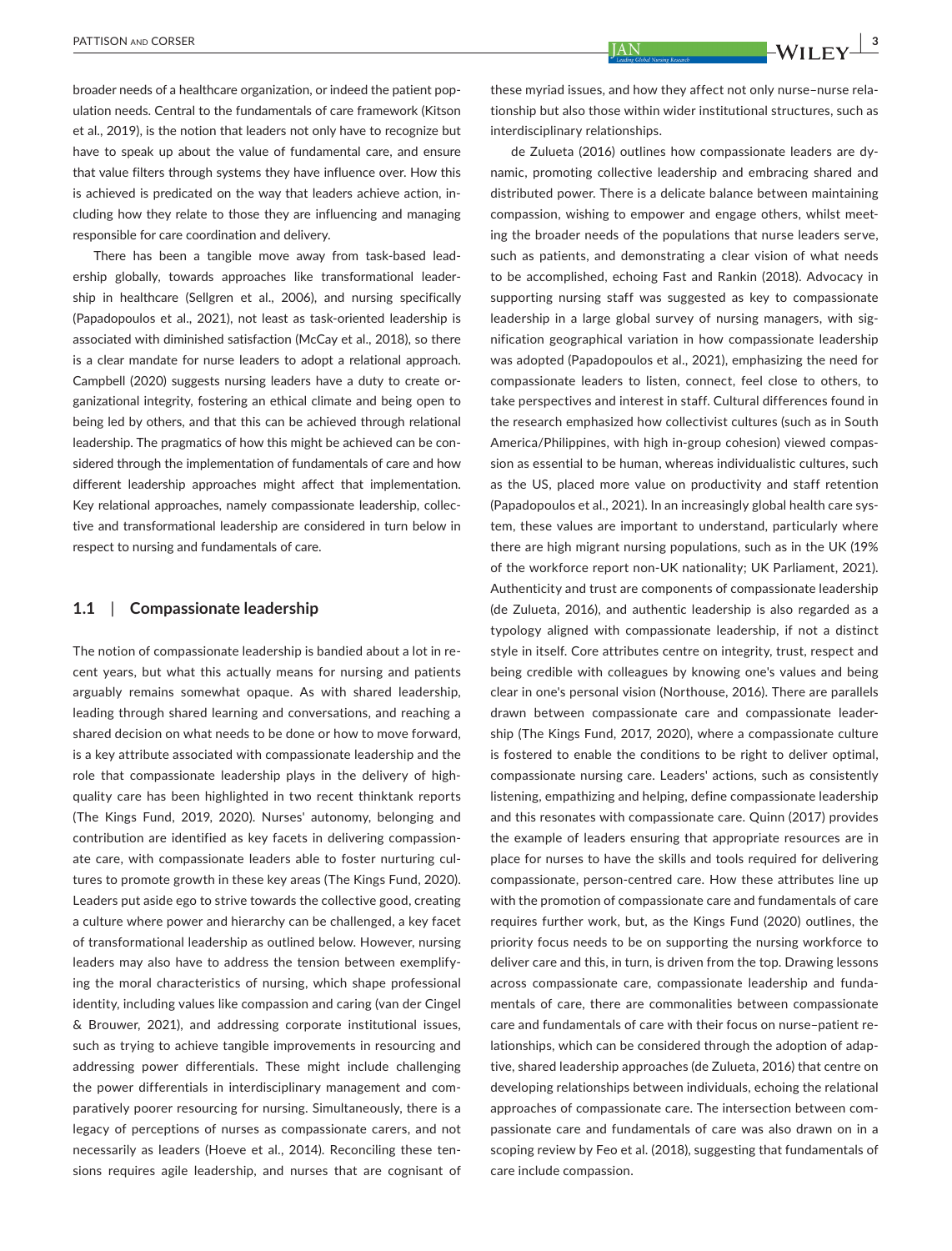broader needs of a healthcare organization, or indeed the patient population needs. Central to the fundamentals of care framework (Kitson et al., 2019), is the notion that leaders not only have to recognize but have to speak up about the value of fundamental care, and ensure that value filters through systems they have influence over. How this is achieved is predicated on the way that leaders achieve action, including how they relate to those they are influencing and managing responsible for care coordination and delivery.

There has been a tangible move away from task-based leadership globally, towards approaches like transformational leadership in healthcare (Sellgren et al., 2006), and nursing specifically (Papadopoulos et al., 2021), not least as task-oriented leadership is associated with diminished satisfaction (McCay et al., 2018), so there is a clear mandate for nurse leaders to adopt a relational approach. Campbell (2020) suggests nursing leaders have a duty to create organizational integrity, fostering an ethical climate and being open to being led by others, and that this can be achieved through relational leadership. The pragmatics of how this might be achieved can be considered through the implementation of fundamentals of care and how different leadership approaches might affect that implementation. Key relational approaches, namely compassionate leadership, collective and transformational leadership are considered in turn below in respect to nursing and fundamentals of care.

## 1.1 | Compassionate leadership

The notion of compassionate leadership is bandied about a lot in recent years, but what this actually means for nursing and patients arguably remains somewhat opaque. As with shared leadership, leading through shared learning and conversations, and reaching a shared decision on what needs to be done or how to move forward, is a key attribute associated with compassionate leadership and the role that compassionate leadership plays in the delivery of high-quality care has been highlighted in two recent thinktank reports (The Kings Fund, 2019, 2020). Nurses' autonomy, belonging and contribution are identified as key facets in delivering compassionate care, with compassionate leaders able to foster nurturing cultures to promote growth in these key areas (The Kings Fund, 2020). Leaders put aside ego to strive towards the collective good, creating a culture where power and hierarchy can be challenged, a key facet of transformational leadership as outlined below. However, nursing leaders may also have to address the tension between exemplifying the moral characteristics of nursing, which shape professional identity, including values like compassion and caring (van der Cingel & Brouwer, 2021), and addressing corporate institutional issues, such as trying to achieve tangible improvements in resourcing and addressing power differentials. These might include challenging the power differentials in interdisciplinary management and comparatively poorer resourcing for nursing. Simultaneously, there is a legacy of perceptions of nurses as compassionate carers, and not necessarily as leaders (Hoeve et al., 2014). Reconciling these tensions requires agile leadership, and nurses that are cognisant of these myriad issues, and how they affect not only nurse–nurse relationship but also those within wider institutional structures, such as interdisciplinary relationships.

de Zulueta (2016) outlines how compassionate leaders are dynamic, promoting collective leadership and embracing shared and distributed power. There is a delicate balance between maintaining compassion, wishing to empower and engage others, whilst meeting the broader needs of the populations that nurse leaders serve, such as patients, and demonstrating a clear vision of what needs to be accomplished, echoing Fast and Rankin (2018). Advocacy in supporting nursing staff was suggested as key to compassionate leadership in a large global survey of nursing managers, with signification geographical variation in how compassionate leadership was adopted (Papadopoulos et al., 2021), emphasizing the need for compassionate leaders to listen, connect, feel close to others, to take perspectives and interest in staff. Cultural differences found in the research emphasized how collectivist cultures (such as in South America/Philippines, with high in-group cohesion) viewed compassion as essential to be human, whereas individualistic cultures, such as the US, placed more value on productivity and staff retention (Papadopoulos et al., 2021). In an increasingly global health care system, these values are important to understand, particularly where there are high migrant nursing populations, such as in the UK (19% of the workforce report non-UK nationality; UK Parliament, 2021). Authenticity and trust are components of compassionate leadership (de Zulueta, 2016), and authentic leadership is also regarded as a typology aligned with compassionate leadership, if not a distinct style in itself. Core attributes centre on integrity, trust, respect and being credible with colleagues by knowing one's values and being clear in one's personal vision (Northouse, 2016). There are parallels drawn between compassionate care and compassionate leadership (The Kings Fund, 2017, 2020), where a compassionate culture is fostered to enable the conditions to be right to deliver optimal, compassionate nursing care. Leaders' actions, such as consistently listening, empathizing and helping, define compassionate leadership and this resonates with compassionate care. Quinn (2017) provides the example of leaders ensuring that appropriate resources are in place for nurses to have the skills and tools required for delivering compassionate, person-centred care. How these attributes line up with the promotion of compassionate care and fundamentals of care requires further work, but, as the Kings Fund (2020) outlines, the priority focus needs to be on supporting the nursing workforce to deliver care and this, in turn, is driven from the top. Drawing lessons across compassionate care, compassionate leadership and fundamentals of care, there are commonalities between compassionate care and fundamentals of care with their focus on nurse–patient relationships, which can be considered through the adoption of adaptive, shared leadership approaches (de Zulueta, 2016) that centre on developing relationships between individuals, echoing the relational approaches of compassionate care. The intersection between compassionate care and fundamentals of care was also drawn on in a scoping review by Feo et al. (2018), suggesting that fundamentals of care include compassion.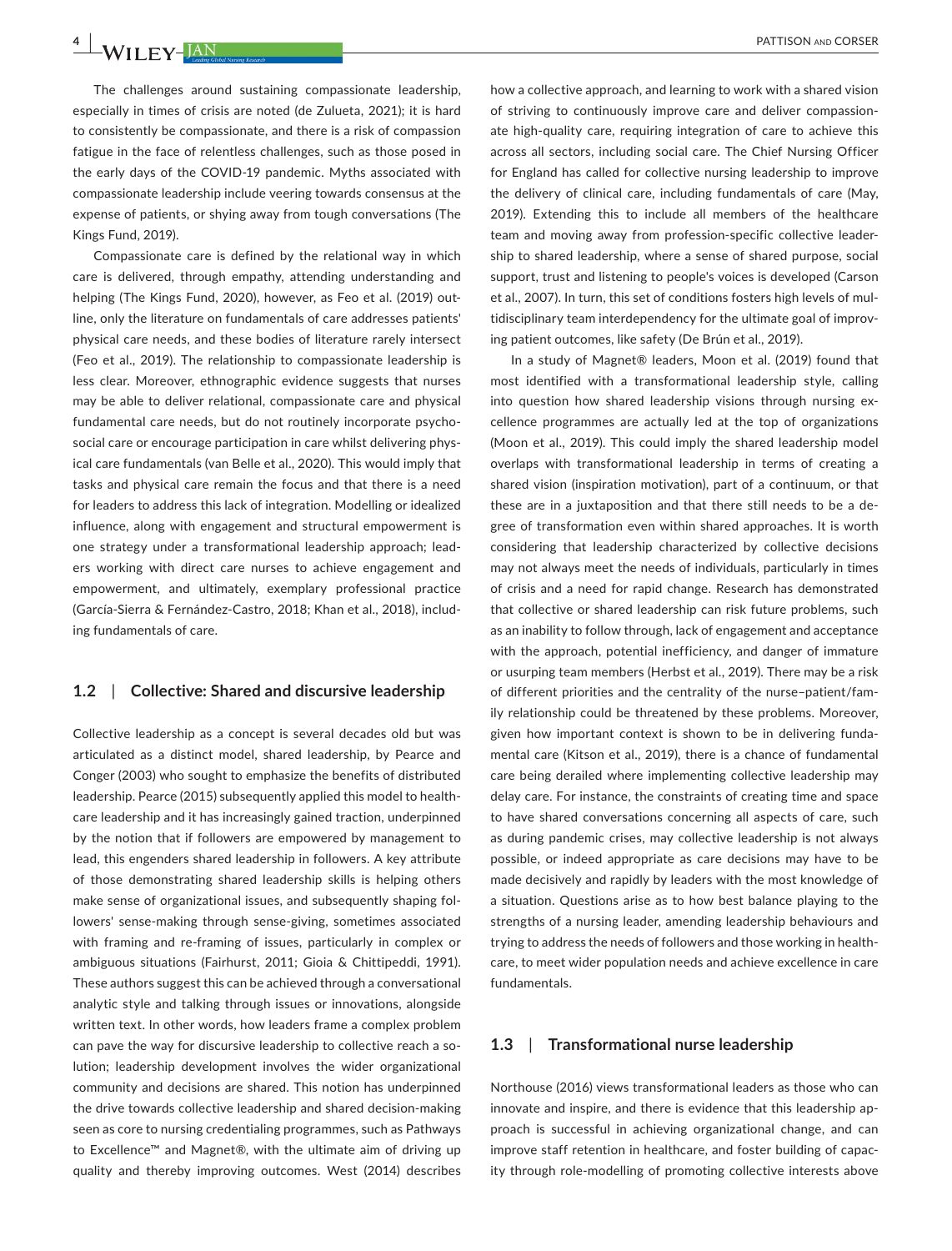The challenges around sustaining compassionate leadership, especially in times of crisis are noted (de Zulueta, 2021); it is hard to consistently be compassionate, and there is a risk of compassion fatigue in the face of relentless challenges, such as those posed in the early days of the COVID-19 pandemic. Myths associated with compassionate leadership include veering towards consensus at the expense of patients, or shying away from tough conversations (The Kings Fund, 2019).

Compassionate care is defined by the relational way in which care is delivered, through empathy, attending understanding and helping (The Kings Fund, 2020), however, as Feo et al. (2019) outline, only the literature on fundamentals of care addresses patients' physical care needs, and these bodies of literature rarely intersect (Feo et al., 2019). The relationship to compassionate leadership is less clear. Moreover, ethnographic evidence suggests that nurses may be able to deliver relational, compassionate care and physical fundamental care needs, but do not routinely incorporate psychosocial care or encourage participation in care whilst delivering physical care fundamentals (van Belle et al., 2020). This would imply that tasks and physical care remain the focus and that there is a need for leaders to address this lack of integration. Modelling or idealized influence, along with engagement and structural empowerment is one strategy under a transformational leadership approach; leaders working with direct care nurses to achieve engagement and empowerment, and ultimately, exemplary professional practice (García-Sierra & Fernández-Castro, 2018; Khan et al., 2018), including fundamentals of care.

## 1.2 | Collective: Shared and discursive leadership

Collective leadership as a concept is several decades old but was articulated as a distinct model, shared leadership, by Pearce and Conger (2003) who sought to emphasize the benefits of distributed leadership. Pearce (2015) subsequently applied this model to healthcare leadership and it has increasingly gained traction, underpinned by the notion that if followers are empowered by management to lead, this engenders shared leadership in followers. A key attribute of those demonstrating shared leadership skills is helping others make sense of organizational issues, and subsequently shaping followers' sense-making through sense-giving, sometimes associated with framing and re-framing of issues, particularly in complex or ambiguous situations (Fairhurst, 2011; Gioia & Chittipeddi, 1991). These authors suggest this can be achieved through a conversational analytic style and talking through issues or innovations, alongside written text. In other words, how leaders frame a complex problem can pave the way for discursive leadership to collective reach a solution; leadership development involves the wider organizational community and decisions are shared. This notion has underpinned the drive towards collective leadership and shared decision-making seen as core to nursing credentialing programmes, such as Pathways to Excellence™ and Magnet®, with the ultimate aim of driving up quality and thereby improving outcomes. West (2014) describes how a collective approach, and learning to work with a shared vision of striving to continuously improve care and deliver compassionate high-quality care, requiring integration of care to achieve this across all sectors, including social care. The Chief Nursing Officer for England has called for collective nursing leadership to improve the delivery of clinical care, including fundamentals of care (May, 2019). Extending this to include all members of the healthcare team and moving away from profession-specific collective leadership to shared leadership, where a sense of shared purpose, social support, trust and listening to people's voices is developed (Carson et al., 2007). In turn, this set of conditions fosters high levels of multidisciplinary team interdependency for the ultimate goal of improving patient outcomes, like safety (De Brún et al., 2019).

In a study of Magnet® leaders, Moon et al. (2019) found that most identified with a transformational leadership style, calling into question how shared leadership visions through nursing excellence programmes are actually led at the top of organizations (Moon et al., 2019). This could imply the shared leadership model overlaps with transformational leadership in terms of creating a shared vision (inspiration motivation), part of a continuum, or that these are in a juxtaposition and that there still needs to be a degree of transformation even within shared approaches. It is worth considering that leadership characterized by collective decisions may not always meet the needs of individuals, particularly in times of crisis and a need for rapid change. Research has demonstrated that collective or shared leadership can risk future problems, such as an inability to follow through, lack of engagement and acceptance with the approach, potential inefficiency, and danger of immature or usurping team members (Herbst et al., 2019). There may be a risk of different priorities and the centrality of the nurse–patient/family relationship could be threatened by these problems. Moreover, given how important context is shown to be in delivering fundamental care (Kitson et al., 2019), there is a chance of fundamental care being derailed where implementing collective leadership may delay care. For instance, the constraints of creating time and space to have shared conversations concerning all aspects of care, such as during pandemic crises, may collective leadership is not always possible, or indeed appropriate as care decisions may have to be made decisively and rapidly by leaders with the most knowledge of a situation. Questions arise as to how best balance playing to the strengths of a nursing leader, amending leadership behaviours and trying to address the needs of followers and those working in healthcare, to meet wider population needs and achieve excellence in care fundamentals.

## 1.3 | Transformational nurse leadership

Northouse (2016) views transformational leaders as those who can innovate and inspire, and there is evidence that this leadership approach is successful in achieving organizational change, and can improve staff retention in healthcare, and foster building of capacity through role-modelling of promoting collective interests above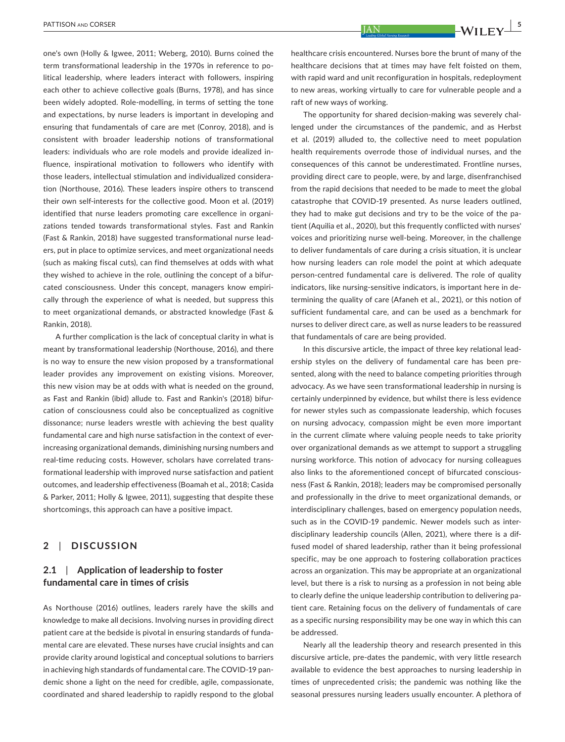one's own (Holly & Igwee, 2011; Weberg, 2010). Burns coined the term transformational leadership in the 1970s in reference to political leadership, where leaders interact with followers, inspiring each other to achieve collective goals (Burns, 1978), and has since been widely adopted. Role-modelling, in terms of setting the tone and expectations, by nurse leaders is important in developing and ensuring that fundamentals of care are met (Conroy, 2018), and is consistent with broader leadership notions of transformational leaders: individuals who are role models and provide idealized influence, inspirational motivation to followers who identify with those leaders, intellectual stimulation and individualized consideration (Northouse, 2016). These leaders inspire others to transcend their own self-interests for the collective good. Moon et al. (2019) identified that nurse leaders promoting care excellence in organizations tended towards transformational styles. Fast and Rankin (Fast & Rankin, 2018) have suggested transformational nurse leaders, put in place to optimize services, and meet organizational needs (such as making fiscal cuts), can find themselves at odds with what they wished to achieve in the role, outlining the concept of a bifurcated consciousness. Under this concept, managers know empirically through the experience of what is needed, but suppress this to meet organizational demands, or abstracted knowledge (Fast & Rankin, 2018).

A further complication is the lack of conceptual clarity in what is meant by transformational leadership (Northouse, 2016), and there is no way to ensure the new vision proposed by a transformational leader provides any improvement on existing visions. Moreover, this new vision may be at odds with what is needed on the ground, as Fast and Rankin (ibid) allude to. Fast and Rankin's (2018) bifurcation of consciousness could also be conceptualized as cognitive dissonance; nurse leaders wrestle with achieving the best quality fundamental care and high nurse satisfaction in the context of ever-increasing organizational demands, diminishing nursing numbers and real-time reducing costs. However, scholars have correlated transformational leadership with improved nurse satisfaction and patient outcomes, and leadership effectiveness (Boamah et al., 2018; Casida & Parker, 2011; Holly & Igwee, 2011), suggesting that despite these shortcomings, this approach can have a positive impact.

## 2 | DISCUSSION

### 2.1 | Application of leadership to foster fundamental care in times of crisis

As Northouse (2016) outlines, leaders rarely have the skills and knowledge to make all decisions. Involving nurses in providing direct patient care at the bedside is pivotal in ensuring standards of fundamental care are elevated. These nurses have crucial insights and can provide clarity around logistical and conceptual solutions to barriers in achieving high standards of fundamental care. The COVID-19 pandemic shone a light on the need for credible, agile, compassionate, coordinated and shared leadership to rapidly respond to the global healthcare crisis encountered. Nurses bore the brunt of many of the healthcare decisions that at times may have felt foisted on them, with rapid ward and unit reconfiguration in hospitals, redeployment to new areas, working virtually to care for vulnerable people and a raft of new ways of working.

The opportunity for shared decision-making was severely challenged under the circumstances of the pandemic, and as Herbst et al. (2019) alluded to, the collective need to meet population health requirements overrode those of individual nurses, and the consequences of this cannot be underestimated. Frontline nurses, providing direct care to people, were, by and large, disenfranchised from the rapid decisions that needed to be made to meet the global catastrophe that COVID-19 presented. As nurse leaders outlined, they had to make gut decisions and try to be the voice of the patient (Aquilia et al., 2020), but this frequently conflicted with nurses' voices and prioritizing nurse well-being. Moreover, in the challenge to deliver fundamentals of care during a crisis situation, it is unclear how nursing leaders can role model the point at which adequate person-centred fundamental care is delivered. The role of quality indicators, like nursing-sensitive indicators, is important here in determining the quality of care (Afaneh et al., 2021), or this notion of sufficient fundamental care, and can be used as a benchmark for nurses to deliver direct care, as well as nurse leaders to be reassured that fundamentals of care are being provided.

In this discursive article, the impact of three key relational leadership styles on the delivery of fundamental care has been presented, along with the need to balance competing priorities through advocacy. As we have seen transformational leadership in nursing is certainly underpinned by evidence, but whilst there is less evidence for newer styles such as compassionate leadership, which focuses on nursing advocacy, compassion might be even more important in the current climate where valuing people needs to take priority over organizational demands as we attempt to support a struggling nursing workforce. This notion of advocacy for nursing colleagues also links to the aforementioned concept of bifurcated consciousness (Fast & Rankin, 2018); leaders may be compromised personally and professionally in the drive to meet organizational demands, or interdisciplinary challenges, based on emergency population needs, such as in the COVID-19 pandemic. Newer models such as interdisciplinary leadership councils (Allen, 2021), where there is a diffused model of shared leadership, rather than it being professional specific, may be one approach to fostering collaboration practices across an organization. This may be appropriate at an organizational level, but there is a risk to nursing as a profession in not being able to clearly define the unique leadership contribution to delivering patient care. Retaining focus on the delivery of fundamentals of care as a specific nursing responsibility may be one way in which this can be addressed.

Nearly all the leadership theory and research presented in this discursive article, pre-dates the pandemic, with very little research available to evidence the best approaches to nursing leadership in times of unprecedented crisis; the pandemic was nothing like the seasonal pressures nursing leaders usually encounter. A plethora of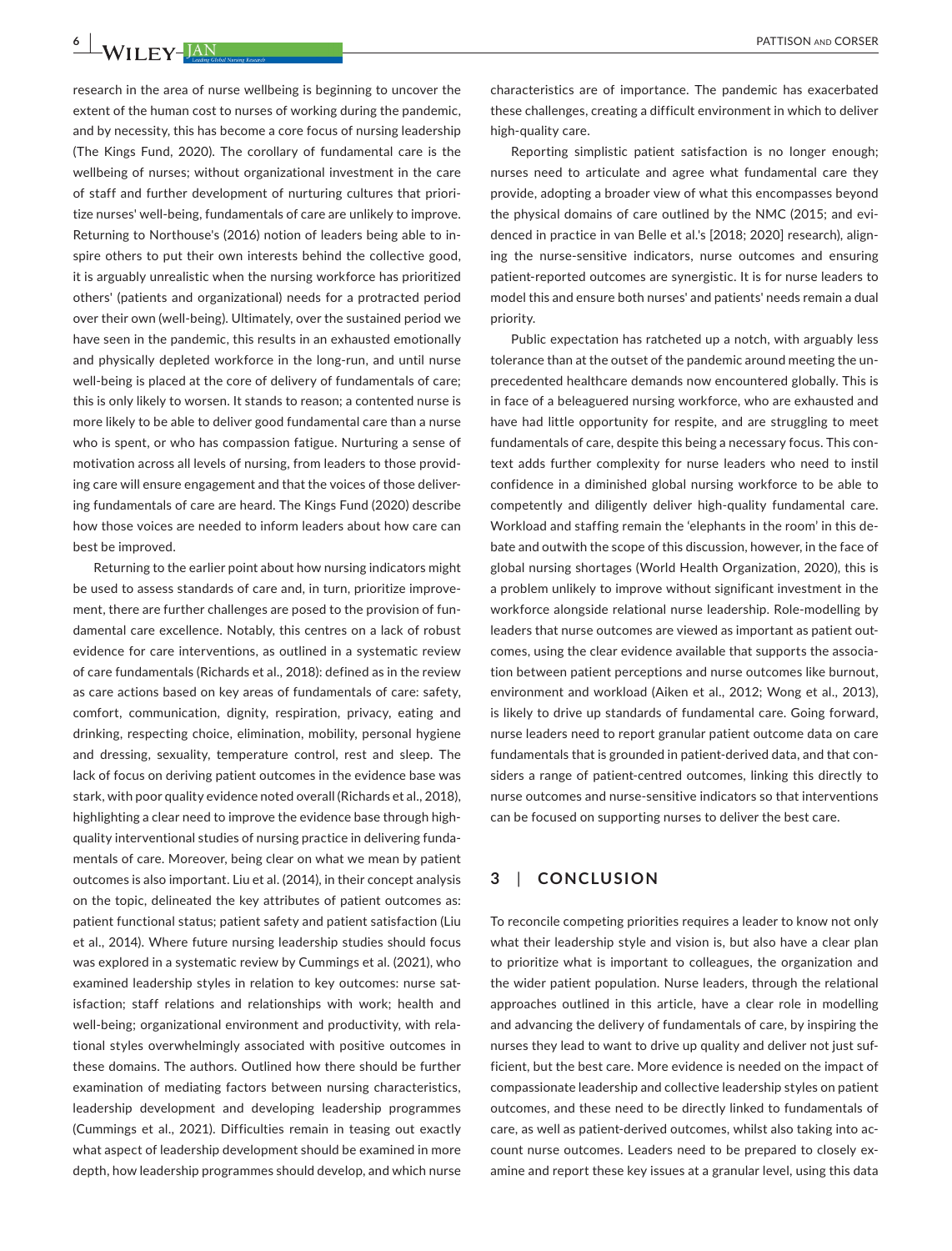research in the area of nurse wellbeing is beginning to uncover the extent of the human cost to nurses of working during the pandemic, and by necessity, this has become a core focus of nursing leadership (The Kings Fund, 2020). The corollary of fundamental care is the wellbeing of nurses; without organizational investment in the care of staff and further development of nurturing cultures that prioritize nurses' well-being, fundamentals of care are unlikely to improve. Returning to Northouse's (2016) notion of leaders being able to inspire others to put their own interests behind the collective good, it is arguably unrealistic when the nursing workforce has prioritized others' (patients and organizational) needs for a protracted period over their own (well-being). Ultimately, over the sustained period we have seen in the pandemic, this results in an exhausted emotionally and physically depleted workforce in the long-run, and until nurse well-being is placed at the core of delivery of fundamentals of care; this is only likely to worsen. It stands to reason; a contented nurse is more likely to be able to deliver good fundamental care than a nurse who is spent, or who has compassion fatigue. Nurturing a sense of motivation across all levels of nursing, from leaders to those providing care will ensure engagement and that the voices of those delivering fundamentals of care are heard. The Kings Fund (2020) describe how those voices are needed to inform leaders about how care can best be improved.

Returning to the earlier point about how nursing indicators might be used to assess standards of care and, in turn, prioritize improvement, there are further challenges are posed to the provision of fundamental care excellence. Notably, this centres on a lack of robust evidence for care interventions, as outlined in a systematic review of care fundamentals (Richards et al., 2018): defined as in the review as care actions based on key areas of fundamentals of care: safety, comfort, communication, dignity, respiration, privacy, eating and drinking, respecting choice, elimination, mobility, personal hygiene and dressing, sexuality, temperature control, rest and sleep. The lack of focus on deriving patient outcomes in the evidence base was stark, with poor quality evidence noted overall (Richards et al., 2018), highlighting a clear need to improve the evidence base through high-quality interventional studies of nursing practice in delivering fundamentals of care. Moreover, being clear on what we mean by patient outcomes is also important. Liu et al. (2014), in their concept analysis on the topic, delineated the key attributes of patient outcomes as: patient functional status; patient safety and patient satisfaction (Liu et al., 2014). Where future nursing leadership studies should focus was explored in a systematic review by Cummings et al. (2021), who examined leadership styles in relation to key outcomes: nurse satisfaction; staff relations and relationships with work; health and well-being; organizational environment and productivity, with relational styles overwhelmingly associated with positive outcomes in these domains. The authors. Outlined how there should be further examination of mediating factors between nursing characteristics, leadership development and developing leadership programmes (Cummings et al., 2021). Difficulties remain in teasing out exactly what aspect of leadership development should be examined in more depth, how leadership programmes should develop, and which nurse characteristics are of importance. The pandemic has exacerbated these challenges, creating a difficult environment in which to deliver high-quality care.

Reporting simplistic patient satisfaction is no longer enough; nurses need to articulate and agree what fundamental care they provide, adopting a broader view of what this encompasses beyond the physical domains of care outlined by the NMC (2015; and evidenced in practice in van Belle et al.'s [2018; 2020] research), aligning the nurse-sensitive indicators, nurse outcomes and ensuring patient-reported outcomes are synergistic. It is for nurse leaders to model this and ensure both nurses' and patients' needs remain a dual priority.

Public expectation has ratcheted up a notch, with arguably less tolerance than at the outset of the pandemic around meeting the unprecedented healthcare demands now encountered globally. This is in face of a beleaguered nursing workforce, who are exhausted and have had little opportunity for respite, and are struggling to meet fundamentals of care, despite this being a necessary focus. This context adds further complexity for nurse leaders who need to instil confidence in a diminished global nursing workforce to be able to competently and diligently deliver high-quality fundamental care. Workload and staffing remain the 'elephants in the room' in this debate and outwith the scope of this discussion, however, in the face of global nursing shortages (World Health Organization, 2020), this is a problem unlikely to improve without significant investment in the workforce alongside relational nurse leadership. Role-modelling by leaders that nurse outcomes are viewed as important as patient outcomes, using the clear evidence available that supports the association between patient perceptions and nurse outcomes like burnout, environment and workload (Aiken et al., 2012; Wong et al., 2013), is likely to drive up standards of fundamental care. Going forward, nurse leaders need to report granular patient outcome data on care fundamentals that is grounded in patient-derived data, and that considers a range of patient-centred outcomes, linking this directly to nurse outcomes and nurse-sensitive indicators so that interventions can be focused on supporting nurses to deliver the best care.

## 3 | CONCLUSION

To reconcile competing priorities requires a leader to know not only what their leadership style and vision is, but also have a clear plan to prioritize what is important to colleagues, the organization and the wider patient population. Nurse leaders, through the relational approaches outlined in this article, have a clear role in modelling and advancing the delivery of fundamentals of care, by inspiring the nurses they lead to want to drive up quality and deliver not just sufficient, but the best care. More evidence is needed on the impact of compassionate leadership and collective leadership styles on patient outcomes, and these need to be directly linked to fundamentals of care, as well as patient-derived outcomes, whilst also taking into account nurse outcomes. Leaders need to be prepared to closely examine and report these key issues at a granular level, using this data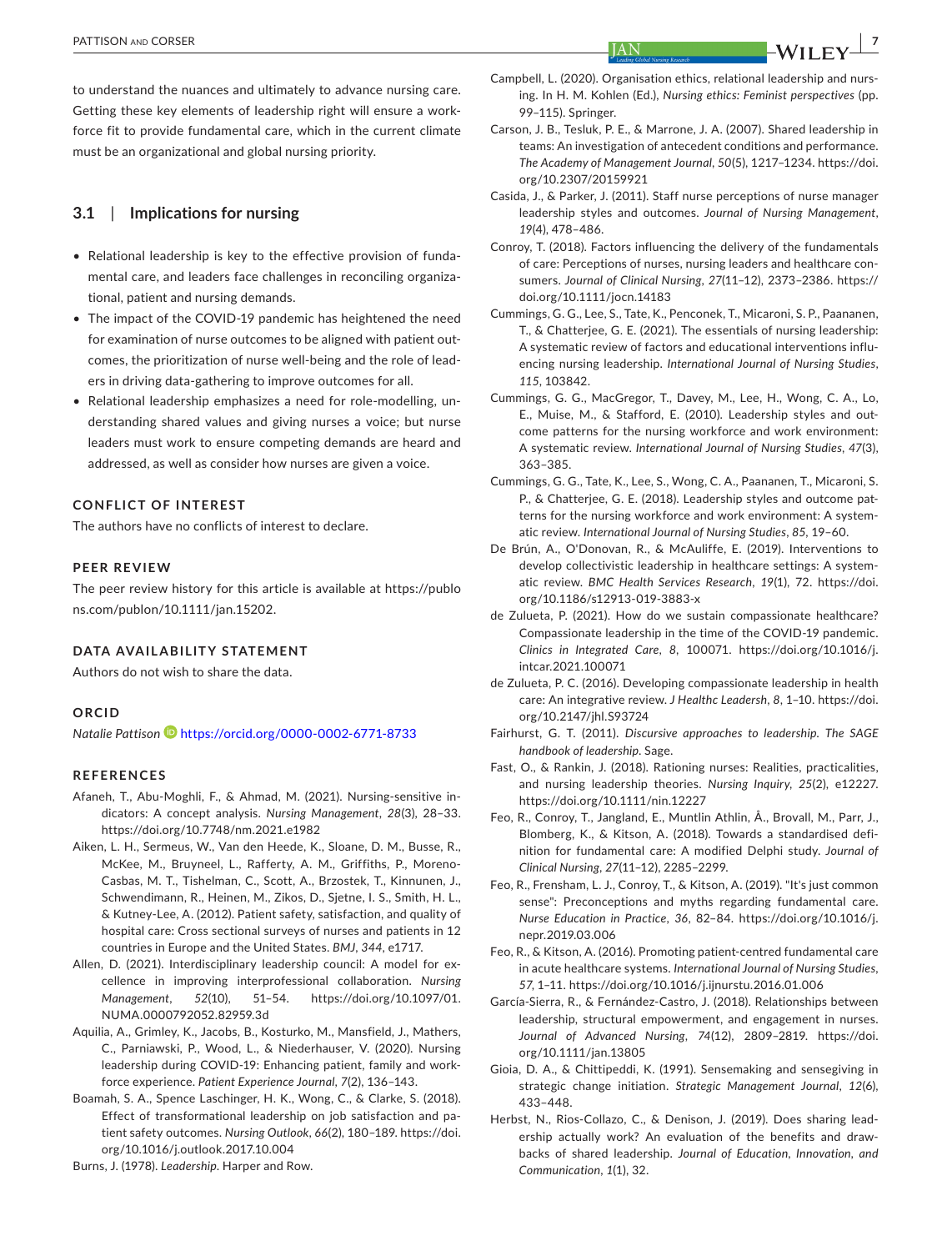to understand the nuances and ultimately to advance nursing care. Getting these key elements of leadership right will ensure a workforce fit to provide fundamental care, which in the current climate must be an organizational and global nursing priority.

### 3.1 | Implications for nursing

- Relational leadership is key to the effective provision of fundamental care, and leaders face challenges in reconciling organizational, patient and nursing demands.
- The impact of the COVID-19 pandemic has heightened the need for examination of nurse outcomes to be aligned with patient outcomes, the prioritization of nurse well-being and the role of leaders in driving data-gathering to improve outcomes for all.
- Relational leadership emphasizes a need for role-modelling, understanding shared values and giving nurses a voice; but nurse leaders must work to ensure competing demands are heard and addressed, as well as consider how nurses are given a voice.

## CONFLICT OF INTEREST

The authors have no conflicts of interest to declare.

## PEER REVIEW

The peer review history for this article is available at https://publons.com/publon/10.1111/jan.15202.

## DATA AVAILABILITY STATEMENT

Authors do not wish to share the data.

## ORCID

*Natalie Pattison* https://orcid.org/0000-0002-6771-8733

## REFERENCES

Afaneh, T., Abu-Moghli, F., & Ahmad, M. (2021). Nursing-sensitive indicators: A concept analysis. *Nursing Management*, *28*(3), 28–33. https://doi.org/10.7748/nm.2021.e1982

Aiken, L. H., Sermeus, W., Van den Heede, K., Sloane, D. M., Busse, R., McKee, M., Bruyneel, L., Rafferty, A. M., Griffiths, P., Moreno-Casbas, M. T., Tishelman, C., Scott, A., Brzostek, T., Kinnunen, J., Schwendimann, R., Heinen, M., Zikos, D., Sjetne, I. S., Smith, H. L., & Kutney-Lee, A. (2012). Patient safety, satisfaction, and quality of hospital care: Cross sectional surveys of nurses and patients in 12 countries in Europe and the United States. *BMJ*, *344*, e1717.

Allen, D. (2021). Interdisciplinary leadership council: A model for excellence in improving interprofessional collaboration. *Nursing Management*, *52*(10), 51–54. https://doi.org/10.1097/01.NUMA.0000792052.82959.3d

Aquilia, A., Grimley, K., Jacobs, B., Kosturko, M., Mansfield, J., Mathers, C., Parniawski, P., Wood, L., & Niederhauser, V. (2020). Nursing leadership during COVID-19: Enhancing patient, family and workforce experience. *Patient Experience Journal*, *7*(2), 136–143.

Boamah, S. A., Spence Laschinger, H. K., Wong, C., & Clarke, S. (2018). Effect of transformational leadership on job satisfaction and patient safety outcomes. *Nursing Outlook*, *66*(2), 180–189. https://doi.org/10.1016/j.outlook.2017.10.004

Burns, J. (1978). *Leadership*. Harper and Row.

Campbell, L. (2020). Organisation ethics, relational leadership and nursing. In H. M. Kohlen (Ed.), *Nursing ethics: Feminist perspectives* (pp. 99–115). Springer.

Carson, J. B., Tesluk, P. E., & Marrone, J. A. (2007). Shared leadership in teams: An investigation of antecedent conditions and performance. *The Academy of Management Journal*, *50*(5), 1217–1234. https://doi.org/10.2307/20159921

Casida, J., & Parker, J. (2011). Staff nurse perceptions of nurse manager leadership styles and outcomes. *Journal of Nursing Management*, *19*(4), 478–486.

Conroy, T. (2018). Factors influencing the delivery of the fundamentals of care: Perceptions of nurses, nursing leaders and healthcare consumers. *Journal of Clinical Nursing*, *27*(11–12), 2373–2386. https://doi.org/10.1111/jocn.14183

Cummings, G. G., Lee, S., Tate, K., Penconek, T., Micaroni, S. P., Paananen, T., & Chatterjee, G. E. (2021). The essentials of nursing leadership: A systematic review of factors and educational interventions influencing nursing leadership. *International Journal of Nursing Studies*, *115*, 103842.

Cummings, G. G., MacGregor, T., Davey, M., Lee, H., Wong, C. A., Lo, E., Muise, M., & Stafford, E. (2010). Leadership styles and outcome patterns for the nursing workforce and work environment: A systematic review. *International Journal of Nursing Studies*, *47*(3), 363–385.

Cummings, G. G., Tate, K., Lee, S., Wong, C. A., Paananen, T., Micaroni, S. P., & Chatterjee, G. E. (2018). Leadership styles and outcome patterns for the nursing workforce and work environment: A systematic review. *International Journal of Nursing Studies*, *85*, 19–60.

De Brún, A., O'Donovan, R., & McAuliffe, E. (2019). Interventions to develop collectivistic leadership in healthcare settings: A systematic review. *BMC Health Services Research*, *19*(1), 72. https://doi.org/10.1186/s12913-019-3883-x

de Zulueta, P. (2021). How do we sustain compassionate healthcare? Compassionate leadership in the time of the COVID-19 pandemic. *Clinics in Integrated Care*, *8*, 100071. https://doi.org/10.1016/j.intcar.2021.100071

de Zulueta, P. C. (2016). Developing compassionate leadership in health care: An integrative review. *J Healthc Leadersh*, *8*, 1–10. https://doi.org/10.2147/jhl.S93724

Fairhurst, G. T. (2011). *Discursive approaches to leadership. The SAGE handbook of leadership*. Sage.

Fast, O., & Rankin, J. (2018). Rationing nurses: Realities, practicalities, and nursing leadership theories. *Nursing Inquiry*, *25*(2), e12227. https://doi.org/10.1111/nin.12227

Feo, R., Conroy, T., Jangland, E., Muntlin Athlin, Å., Brovall, M., Parr, J., Blomberg, K., & Kitson, A. (2018). Towards a standardised definition for fundamental care: A modified Delphi study. *Journal of Clinical Nursing*, *27*(11–12), 2285–2299.

Feo, R., Frensham, L. J., Conroy, T., & Kitson, A. (2019). "It's just common sense": Preconceptions and myths regarding fundamental care. *Nurse Education in Practice*, *36*, 82–84. https://doi.org/10.1016/j.nepr.2019.03.006

Feo, R., & Kitson, A. (2016). Promoting patient-centred fundamental care in acute healthcare systems. *International Journal of Nursing Studies*, *57*, 1–11. https://doi.org/10.1016/j.ijnurstu.2016.01.006

García-Sierra, R., & Fernández-Castro, J. (2018). Relationships between leadership, structural empowerment, and engagement in nurses. *Journal of Advanced Nursing*, *74*(12), 2809–2819. https://doi.org/10.1111/jan.13805

Gioia, D. A., & Chittipeddi, K. (1991). Sensemaking and sensegiving in strategic change initiation. *Strategic Management Journal*, *12*(6), 433–448.

Herbst, N., Rios-Collazo, C., & Denison, J. (2019). Does sharing leadership actually work? An evaluation of the benefits and drawbacks of shared leadership. *Journal of Education, Innovation, and Communication*, *1*(1), 32.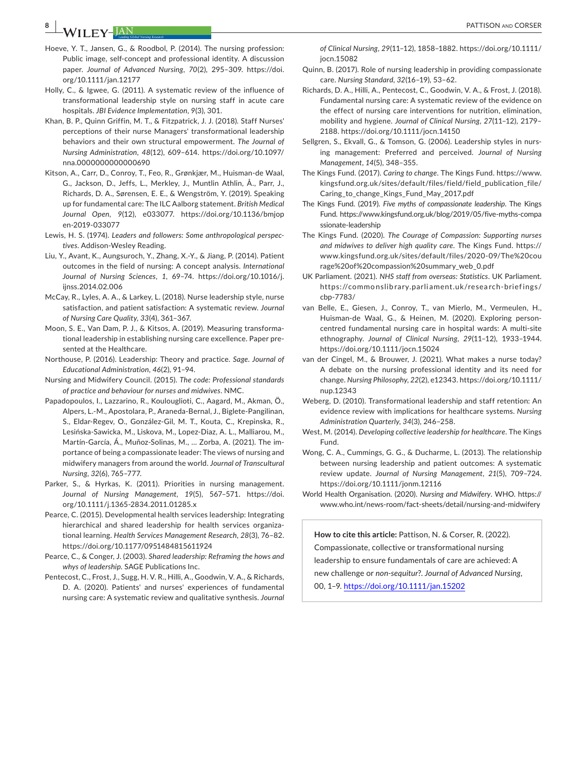Hoeve, Y. T., Jansen, G., & Roodbol, P. (2014). The nursing profession: Public image, self-concept and professional identity. A discussion paper. *Journal of Advanced Nursing*, *70*(2), 295–309. https://doi.org/10.1111/jan.12177

Holly, C., & Igwee, G. (2011). A systematic review of the influence of transformational leadership style on nursing staff in acute care hospitals. *JBI Evidence Implementation*, *9*(3), 301.

Khan, B. P., Quinn Griffin, M. T., & Fitzpatrick, J. J. (2018). Staff Nurses' perceptions of their nurse Managers' transformational leadership behaviors and their own structural empowerment. *The Journal of Nursing Administration*, *48*(12), 609–614. https://doi.org/10.1097/nna.0000000000000690

Kitson, A., Carr, D., Conroy, T., Feo, R., Grønkjær, M., Huisman-de Waal, G., Jackson, D., Jeffs, L., Merkley, J., Muntlin Athlin, Å., Parr, J., Richards, D. A., Sørensen, E. E., & Wengström, Y. (2019). Speaking up for fundamental care: The ILC Aalborg statement. *British Medical Journal Open*, *9*(12), e033077. https://doi.org/10.1136/bmjopen-2019-033077

Lewis, H. S. (1974). *Leaders and followers: Some anthropological perspectives*. Addison-Wesley Reading.

Liu, Y., Avant, K., Aungsuroch, Y., Zhang, X.-Y., & Jiang, P. (2014). Patient outcomes in the field of nursing: A concept analysis. *International Journal of Nursing Sciences*, *1*, 69–74. https://doi.org/10.1016/j.ijnss.2014.02.006

McCay, R., Lyles, A. A., & Larkey, L. (2018). Nurse leadership style, nurse satisfaction, and patient satisfaction: A systematic review. *Journal of Nursing Care Quality*, *33*(4), 361–367.

Moon, S. E., Van Dam, P. J., & Kitsos, A. (2019). Measuring transformational leadership in establishing nursing care excellence. Paper presented at the Healthcare.

Northouse, P. (2016). Leadership: Theory and practice. *Sage. Journal of Educational Administration*, *46*(2), 91–94.

Nursing and Midwifery Council. (2015). *The code: Professional standards of practice and behaviour for nurses and midwives*. NMC.

Papadopoulos, I., Lazzarino, R., Koulouglioti, C., Aagard, M., Akman, Ö., Alpers, L.-M., Apostolara, P., Araneda-Bernal, J., Biglete-Pangilinan, S., Eldar-Regev, O., González-Gil, M. T., Kouta, C., Krepinska, R., Lesińska-Sawicka, M., Liskova, M., Lopez-Diaz, A. L., Malliarou, M., Martín-García, Á., Muñoz-Solinas, M., … Zorba, A. (2021). The importance of being a compassionate leader: The views of nursing and midwifery managers from around the world. *Journal of Transcultural Nursing*, *32*(6), 765–777.

Parker, S., & Hyrkas, K. (2011). Priorities in nursing management. *Journal of Nursing Management*, *19*(5), 567–571. https://doi.org/10.1111/j.1365-2834.2011.01285.x

Pearce, C. (2015). Developmental health services leadership: Integrating hierarchical and shared leadership for health services organizational learning. *Health Services Management Research*, *28*(3), 76–82. https://doi.org/10.1177/0951484815611924

Pearce, C., & Conger, J. (2003). *Shared leadership: Reframing the hows and whys of leadership*. SAGE Publications Inc.

Pentecost, C., Frost, J., Sugg, H. V. R., Hilli, A., Goodwin, V. A., & Richards, D. A. (2020). Patients' and nurses' experiences of fundamental nursing care: A systematic review and qualitative synthesis. *Journal of Clinical Nursing*, *29*(11–12), 1858–1882. https://doi.org/10.1111/jocn.15082

Quinn, B. (2017). Role of nursing leadership in providing compassionate care. *Nursing Standard*, *32*(16–19), 53–62.

Richards, D. A., Hilli, A., Pentecost, C., Goodwin, V. A., & Frost, J. (2018). Fundamental nursing care: A systematic review of the evidence on the effect of nursing care interventions for nutrition, elimination, mobility and hygiene. *Journal of Clinical Nursing*, *27*(11–12), 2179–2188. https://doi.org/10.1111/jocn.14150

Sellgren, S., Ekvall, G., & Tomson, G. (2006). Leadership styles in nursing management: Preferred and perceived. *Journal of Nursing Management*, *14*(5), 348–355.

The Kings Fund. (2017). *Caring to change*. The Kings Fund. https://www.kingsfund.org.uk/sites/default/files/field/field_publication_file/Caring_to_change_Kings_Fund_May_2017.pdf

The Kings Fund. (2019). *Five myths of compassionate leadership*. The Kings Fund. https://www.kingsfund.org.uk/blog/2019/05/five-myths-compassionate-leadership

The Kings Fund. (2020). *The Courage of Compassion: Supporting nurses and midwives to deliver high quality care*. The Kings Fund. https://www.kingsfund.org.uk/sites/default/files/2020-09/The%20courage%20of%20compassion%20summary_web_0.pdf

UK Parliament. (2021). *NHS staff from overseas: Statistics*. UK Parliament. https://commonslibrary.parliament.uk/research-briefings/cbp-7783/

van Belle, E., Giesen, J., Conroy, T., van Mierlo, M., Vermeulen, H., Huisman-de Waal, G., & Heinen, M. (2020). Exploring person-centred fundamental nursing care in hospital wards: A multi-site ethnography. *Journal of Clinical Nursing*, *29*(11–12), 1933–1944. https://doi.org/10.1111/jocn.15024

van der Cingel, M., & Brouwer, J. (2021). What makes a nurse today? A debate on the nursing professional identity and its need for change. *Nursing Philosophy*, *22*(2), e12343. https://doi.org/10.1111/nup.12343

Weberg, D. (2010). Transformational leadership and staff retention: An evidence review with implications for healthcare systems. *Nursing Administration Quarterly*, *34*(3), 246–258.

West, M. (2014). *Developing collective leadership for healthcare*. The Kings Fund.

Wong, C. A., Cummings, G. G., & Ducharme, L. (2013). The relationship between nursing leadership and patient outcomes: A systematic review update. *Journal of Nursing Management*, *21*(5), 709–724. https://doi.org/10.1111/jonm.12116

World Health Organisation. (2020). *Nursing and Midwifery*. WHO. https://www.who.int/news-room/fact-sheets/detail/nursing-and-midwifery

**How to cite this article:** Pattison, N. & Corser, R. (2022). Compassionate, collective or transformational nursing leadership to ensure fundamentals of care are achieved: A new challenge or *non-sequitur*?. *Journal of Advanced Nursing*, 00, 1–9. https://doi.org/10.1111/jan.15202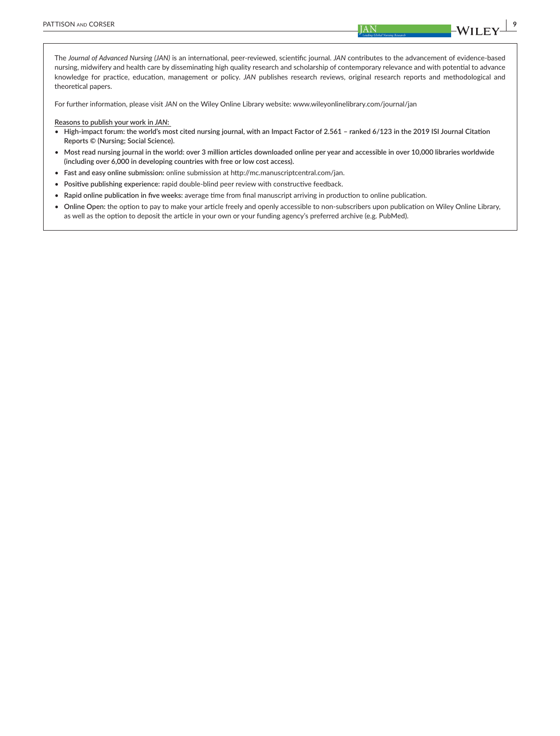The *Journal of Advanced Nursing (JAN)* is an international, peer-reviewed, scientific journal. *JAN* contributes to the advancement of evidence-based nursing, midwifery and health care by disseminating high quality research and scholarship of contemporary relevance and with potential to advance knowledge for practice, education, management or policy. *JAN* publishes research reviews, original research reports and methodological and theoretical papers.

For further information, please visit *JAN* on the Wiley Online Library website: www.wileyonlinelibrary.com/journal/jan

Reasons to publish your work in *JAN*:

- **High-impact forum: the world's most cited nursing journal, with an Impact Factor of 2.561 – ranked 6/123 in the 2019 ISI Journal Citation Reports © (Nursing; Social Science).**
- **Most read nursing journal in the world: over 3 million articles downloaded online per year and accessible in over 10,000 libraries worldwide (including over 6,000 in developing countries with free or low cost access).**
- **Fast and easy online submission:** online submission at http://mc.manuscriptcentral.com/jan.
- **Positive publishing experience:** rapid double-blind peer review with constructive feedback.
- **Rapid online publication in five weeks:** average time from final manuscript arriving in production to online publication.
- **Online Open:** the option to pay to make your article freely and openly accessible to non-subscribers upon publication on Wiley Online Library, as well as the option to deposit the article in your own or your funding agency's preferred archive (e.g. PubMed).